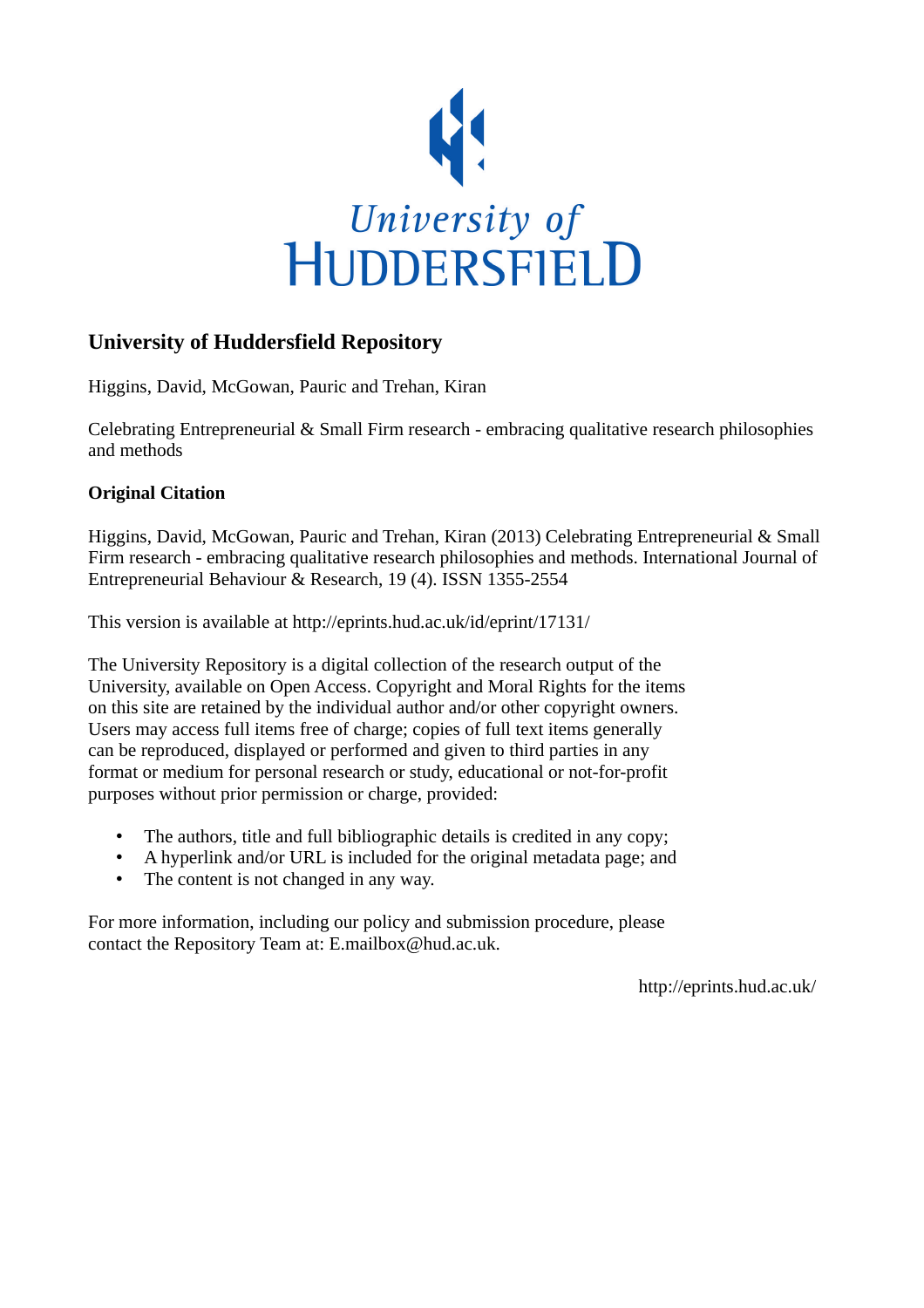University of HUDDERSFIELD

## University of Huddersfield Repository

Higgins, David, McGowan, Pauric and Trehan, Kiran

Celebrating Entrepreneurial & Small Firm research - embracing qualitative research philosophies and methods

### Original Citation

Higgins, David, McGowan, Pauric and Trehan, Kiran (2013) Celebrating Entrepreneurial & Small Firm research - embracing qualitative research philosophies and methods. International Journal of Entrepreneurial Behaviour & Research, 19 (4). ISSN 1355-2554

This version is available at http://eprints.hud.ac.uk/id/eprint/17131/

The University Repository is a digital collection of the research output of the University, available on Open Access. Copyright and Moral Rights for the items on this site are retained by the individual author and/or other copyright owners. Users may access full items free of charge; copies of full text items generally can be reproduced, displayed or performed and given to third parties in any format or medium for personal research or study, educational or not-for-profit purposes without prior permission or charge, provided:

- The authors, title and full bibliographic details is credited in any copy;
- A hyperlink and/or URL is included for the original metadata page; and
- The content is not changed in any way.

For more information, including our policy and submission procedure, please contact the Repository Team at: E.mailbox@hud.ac.uk.

http://eprints.hud.ac.uk/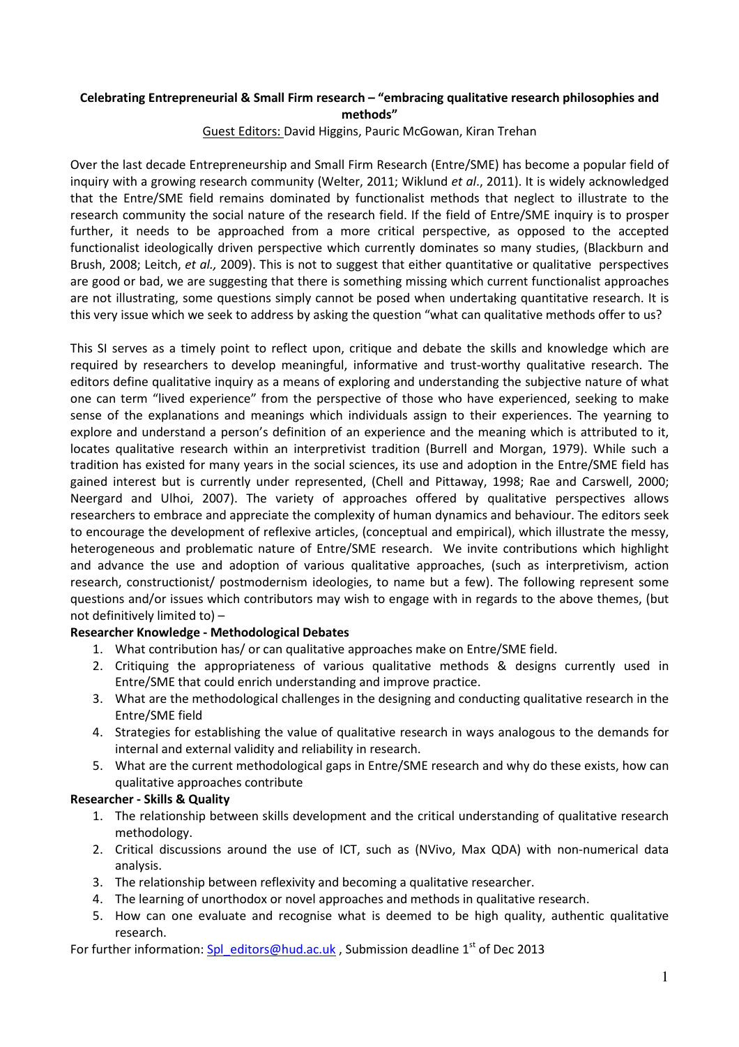**Celebrating Entrepreneurial & Small Firm research – "embracing qualitative research philosophies and methods"**

Guest Editors: David Higgins, Pauric McGowan, Kiran Trehan

Over the last decade Entrepreneurship and Small Firm Research (Entre/SME) has become a popular field of inquiry with a growing research community (Welter, 2011; Wiklund *et al*., 2011). It is widely acknowledged that the Entre/SME field remains dominated by functionalist methods that neglect to illustrate to the research community the social nature of the research field. If the field of Entre/SME inquiry is to prosper further, it needs to be approached from a more critical perspective, as opposed to the accepted functionalist ideologically driven perspective which currently dominates so many studies, (Blackburn and Brush, 2008; Leitch, *et al.,* 2009). This is not to suggest that either quantitative or qualitative perspectives are good or bad, we are suggesting that there is something missing which current functionalist approaches are not illustrating, some questions simply cannot be posed when undertaking quantitative research. It is this very issue which we seek to address by asking the question "what can qualitative methods offer to us?

This SI serves as a timely point to reflect upon, critique and debate the skills and knowledge which are required by researchers to develop meaningful, informative and trust-worthy qualitative research. The editors define qualitative inquiry as a means of exploring and understanding the subjective nature of what one can term "lived experience" from the perspective of those who have experienced, seeking to make sense of the explanations and meanings which individuals assign to their experiences. The yearning to explore and understand a person's definition of an experience and the meaning which is attributed to it, locates qualitative research within an interpretivist tradition (Burrell and Morgan, 1979). While such a tradition has existed for many years in the social sciences, its use and adoption in the Entre/SME field has gained interest but is currently under represented, (Chell and Pittaway, 1998; Rae and Carswell, 2000; Neergard and Ulhoi, 2007). The variety of approaches offered by qualitative perspectives allows researchers to embrace and appreciate the complexity of human dynamics and behaviour. The editors seek to encourage the development of reflexive articles, (conceptual and empirical), which illustrate the messy, heterogeneous and problematic nature of Entre/SME research. We invite contributions which highlight and advance the use and adoption of various qualitative approaches, (such as interpretivism, action research, constructionist/ postmodernism ideologies, to name but a few). The following represent some questions and/or issues which contributors may wish to engage with in regards to the above themes, (but not definitively limited to) –

**Researcher Knowledge - Methodological Debates**

1. What contribution has/ or can qualitative approaches make on Entre/SME field.
2. Critiquing the appropriateness of various qualitative methods & designs currently used in Entre/SME that could enrich understanding and improve practice.
3. What are the methodological challenges in the designing and conducting qualitative research in the Entre/SME field
4. Strategies for establishing the value of qualitative research in ways analogous to the demands for internal and external validity and reliability in research.
5. What are the current methodological gaps in Entre/SME research and why do these exists, how can qualitative approaches contribute

**Researcher - Skills & Quality**

1. The relationship between skills development and the critical understanding of qualitative research methodology.
2. Critical discussions around the use of ICT, such as (NVivo, Max QDA) with non-numerical data analysis.
3. The relationship between reflexivity and becoming a qualitative researcher.
4. The learning of unorthodox or novel approaches and methods in qualitative research.
5. How can one evaluate and recognise what is deemed to be high quality, authentic qualitative research.

For further information: Spl_editors@hud.ac.uk , Submission deadline 1st of Dec 2013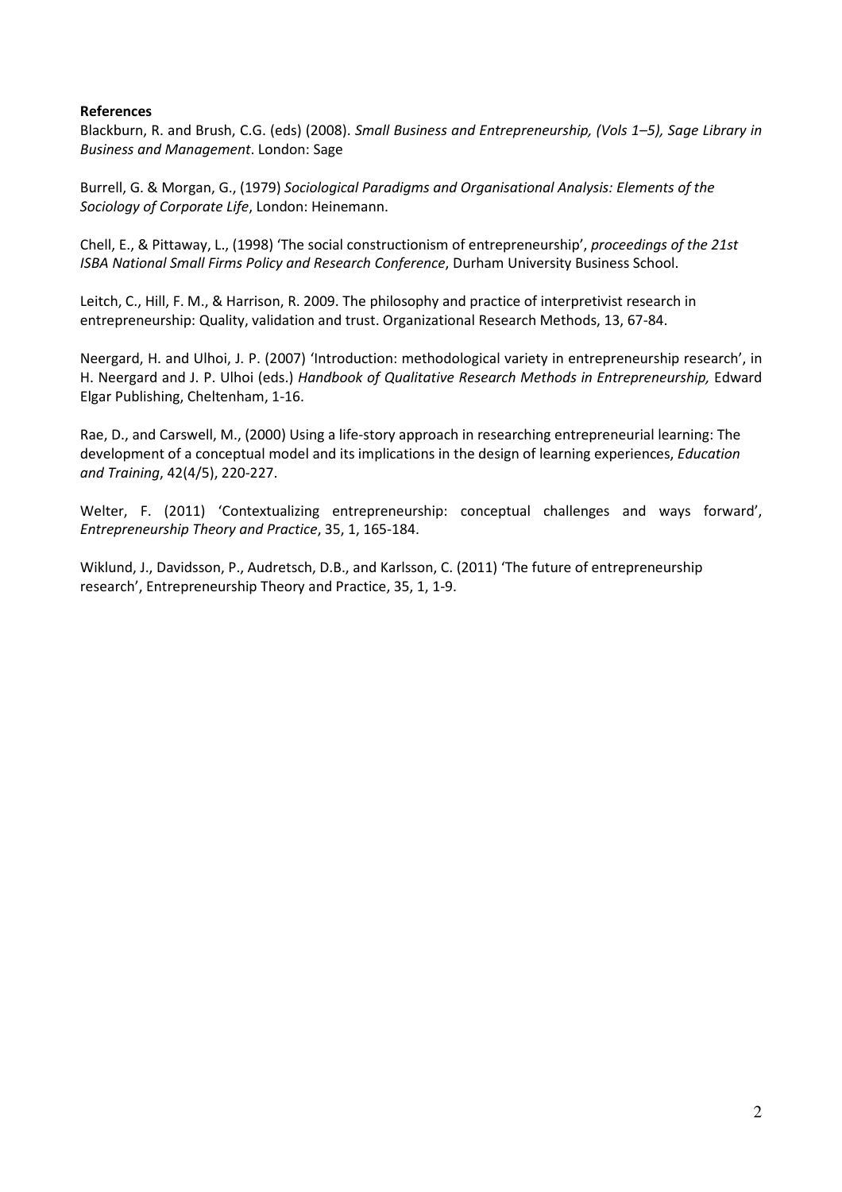**References**

Blackburn, R. and Brush, C.G. (eds) (2008). *Small Business and Entrepreneurship, (Vols 1–5), Sage Library in Business and Management*. London: Sage

Burrell, G. & Morgan, G., (1979) *Sociological Paradigms and Organisational Analysis: Elements of the Sociology of Corporate Life*, London: Heinemann.

Chell, E., & Pittaway, L., (1998) 'The social constructionism of entrepreneurship', *proceedings of the 21st ISBA National Small Firms Policy and Research Conference*, Durham University Business School.

Leitch, C., Hill, F. M., & Harrison, R. 2009. The philosophy and practice of interpretivist research in entrepreneurship: Quality, validation and trust. Organizational Research Methods, 13, 67-84.

Neergard, H. and Ulhoi, J. P. (2007) 'Introduction: methodological variety in entrepreneurship research', in H. Neergard and J. P. Ulhoi (eds.) *Handbook of Qualitative Research Methods in Entrepreneurship,* Edward Elgar Publishing, Cheltenham, 1-16.

Rae, D., and Carswell, M., (2000) Using a life-story approach in researching entrepreneurial learning: The development of a conceptual model and its implications in the design of learning experiences, *Education and Training*, 42(4/5), 220-227.

Welter, F. (2011) 'Contextualizing entrepreneurship: conceptual challenges and ways forward', *Entrepreneurship Theory and Practice*, 35, 1, 165-184.

Wiklund, J., Davidsson, P., Audretsch, D.B., and Karlsson, C. (2011) 'The future of entrepreneurship research', Entrepreneurship Theory and Practice, 35, 1, 1-9.